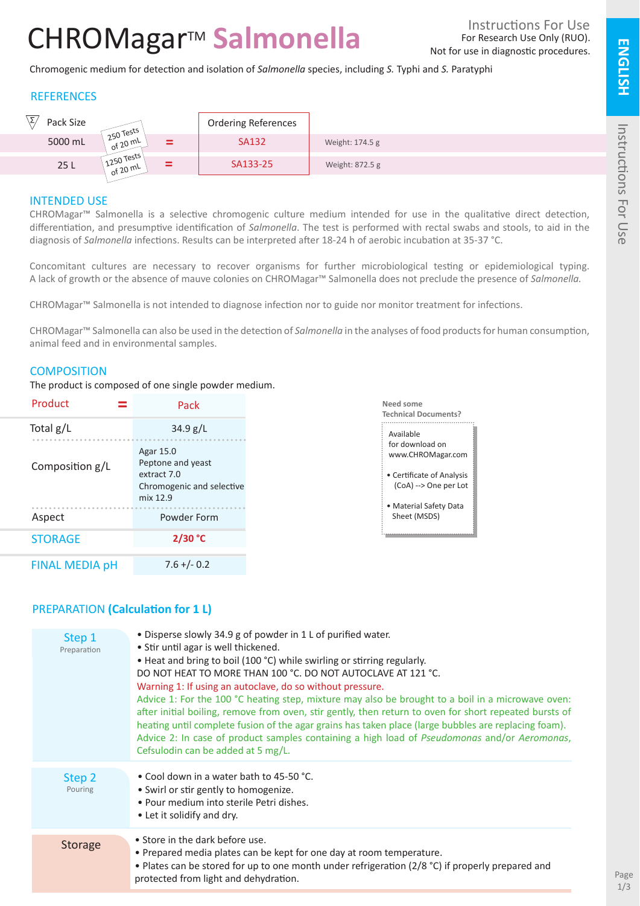# CHROMagar™ Salmonella

Instructions For Use
For Research Use Only (RUO).
Not for use in diagnostic procedures.

Chromogenic medium for detection and isolation of *Salmonella* species, including *S.* Typhi and *S.* Paratyphi

## REFERENCES

| Pack Size | | | Ordering References | |
|---|---|---|---|---|
| 5000 mL | 250 Tests of 20 mL | = | SA132 | Weight: 174.5 g |
| 25 L | 1250 Tests of 20 mL | = | SA133-25 | Weight: 872.5 g |

## INTENDED USE

CHROMagar™ Salmonella is a selective chromogenic culture medium intended for use in the qualitative direct detection, differentiation, and presumptive identification of *Salmonella*. The test is performed with rectal swabs and stools, to aid in the diagnosis of *Salmonella* infections. Results can be interpreted after 18-24 h of aerobic incubation at 35-37 °C.

Concomitant cultures are necessary to recover organisms for further microbiological testing or epidemiological typing. A lack of growth or the absence of mauve colonies on CHROMagar™ Salmonella does not preclude the presence of *Salmonella*.

CHROMagar™ Salmonella is not intended to diagnose infection nor to guide nor monitor treatment for infections.

CHROMagar™ Salmonella can also be used in the detection of *Salmonella* in the analyses of food products for human consumption, animal feed and in environmental samples.

## COMPOSITION

The product is composed of one single powder medium.

| Product = | Pack |
|---|---|
| Total g/L | 34.9 g/L |
| Composition g/L | Agar 15.0<br>Peptone and yeast extract 7.0<br>Chromogenic and selective mix 12.9 |
| Aspect | Powder Form |
| **STORAGE** | **2/30 °C** |
| **FINAL MEDIA pH** | 7.6 +/- 0.2 |

**Need some Technical Documents?**

Available for download on www.CHROMagar.com

- Certificate of Analysis (CoA) --> One per Lot
- Material Safety Data Sheet (MSDS)

## PREPARATION (Calculation for 1 L)

**Step 1** – Preparation

- Disperse slowly 34.9 g of powder in 1 L of purified water.
- Stir until agar is well thickened.
- Heat and bring to boil (100 °C) while swirling or stirring regularly.

DO NOT HEAT TO MORE THAN 100 °C. DO NOT AUTOCLAVE AT 121 °C.

Warning 1: If using an autoclave, do so without pressure.

Advice 1: For the 100 °C heating step, mixture may also be brought to a boil in a microwave oven: after initial boiling, remove from oven, stir gently, then return to oven for short repeated bursts of heating until complete fusion of the agar grains has taken place (large bubbles are replacing foam).

Advice 2: In case of product samples containing a high load of *Pseudomonas* and/or *Aeromonas*, Cefsulodin can be added at 5 mg/L.

**Step 2** – Pouring

- Cool down in a water bath to 45-50 °C.
- Swirl or stir gently to homogenize.
- Pour medium into sterile Petri dishes.
- Let it solidify and dry.

**Storage**

- Store in the dark before use.
- Prepared media plates can be kept for one day at room temperature.
- Plates can be stored for up to one month under refrigeration (2/8 °C) if properly prepared and protected from light and dehydration.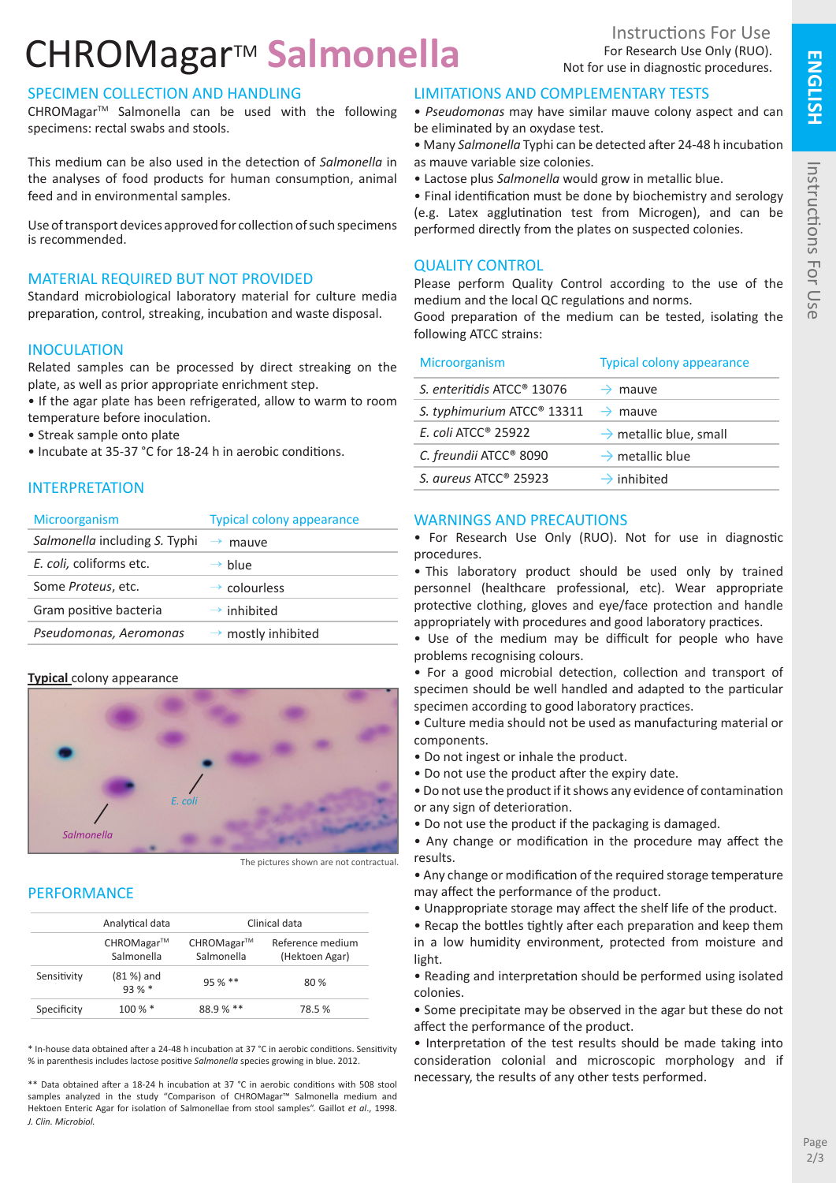# CHROMagar™ Salmonella

Instructions For Use

For Research Use Only (RUO).
Not for use in diagnostic procedures.

## SPECIMEN COLLECTION AND HANDLING

CHROMagar™ Salmonella can be used with the following specimens: rectal swabs and stools.

This medium can be also used in the detection of *Salmonella* in the analyses of food products for human consumption, animal feed and in environmental samples.

Use of transport devices approved for collection of such specimens is recommended.

## MATERIAL REQUIRED BUT NOT PROVIDED

Standard microbiological laboratory material for culture media preparation, control, streaking, incubation and waste disposal.

## INOCULATION

Related samples can be processed by direct streaking on the plate, as well as prior appropriate enrichment step.

- If the agar plate has been refrigerated, allow to warm to room temperature before inoculation.
- Streak sample onto plate
- Incubate at 35-37 °C for 18-24 h in aerobic conditions.

## INTERPRETATION

| Microorganism | Typical colony appearance |
|---|---|
| *Salmonella* including *S.* Typhi | → mauve |
| *E. coli*, coliforms etc. | → blue |
| Some *Proteus*, etc. | → colourless |
| Gram positive bacteria | → inhibited |
| *Pseudomonas, Aeromonas* | → mostly inhibited |

**Typical** colony appearance

*E. coli*

*Salmonella*

The pictures shown are not contractual.

## PERFORMANCE

| | Analytical data | Clinical data | |
|---|---|---|---|
| | CHROMagar™ Salmonella | CHROMagar™ Salmonella | Reference medium (Hektoen Agar) |
| Sensitivity | (81 %) and 93 % * | 95 % ** | 80 % |
| Specificity | 100 % * | 88.9 % ** | 78.5 % |

\* In-house data obtained after a 24-48 h incubation at 37 °C in aerobic conditions. Sensitivity % in parenthesis includes lactose positive *Salmonella* species growing in blue. 2012.

\*\* Data obtained after a 18-24 h incubation at 37 °C in aerobic conditions with 508 stool samples analyzed in the study "Comparison of CHROMagar™ Salmonella medium and Hektoen Enteric Agar for isolation of Salmonellae from stool samples". Gaillot *et al*., 1998. *J. Clin. Microbiol.*

## LIMITATIONS AND COMPLEMENTARY TESTS

- *Pseudomonas* may have similar mauve colony aspect and can be eliminated by an oxydase test.
- Many *Salmonella* Typhi can be detected after 24-48 h incubation as mauve variable size colonies.
- Lactose plus *Salmonella* would grow in metallic blue.
- Final identification must be done by biochemistry and serology (e.g. Latex agglutination test from Microgen), and can be performed directly from the plates on suspected colonies.

## QUALITY CONTROL

Please perform Quality Control according to the use of the medium and the local QC regulations and norms.
Good preparation of the medium can be tested, isolating the following ATCC strains:

| Microorganism | Typical colony appearance |
|---|---|
| *S. enteritidis* ATCC® 13076 | → mauve |
| *S. typhimurium* ATCC® 13311 | → mauve |
| *E. coli* ATCC® 25922 | → metallic blue, small |
| *C. freundii* ATCC® 8090 | → metallic blue |
| *S. aureus* ATCC® 25923 | → inhibited |

## WARNINGS AND PRECAUTIONS

- For Research Use Only (RUO). Not for use in diagnostic procedures.
- This laboratory product should be used only by trained personnel (healthcare professional, etc). Wear appropriate protective clothing, gloves and eye/face protection and handle appropriately with procedures and good laboratory practices.
- Use of the medium may be difficult for people who have problems recognising colours.
- For a good microbial detection, collection and transport of specimen should be well handled and adapted to the particular specimen according to good laboratory practices.
- Culture media should not be used as manufacturing material or components.
- Do not ingest or inhale the product.
- Do not use the product after the expiry date.
- Do not use the product if it shows any evidence of contamination or any sign of deterioration.
- Do not use the product if the packaging is damaged.
- Any change or modification in the procedure may affect the results.
- Any change or modification of the required storage temperature may affect the performance of the product.
- Unappropriate storage may affect the shelf life of the product.
- Recap the bottles tightly after each preparation and keep them in a low humidity environment, protected from moisture and light.
- Reading and interpretation should be performed using isolated colonies.
- Some precipitate may be observed in the agar but these do not affect the performance of the product.
- Interpretation of the test results should be made taking into consideration colonial and microscopic morphology and if necessary, the results of any other tests performed.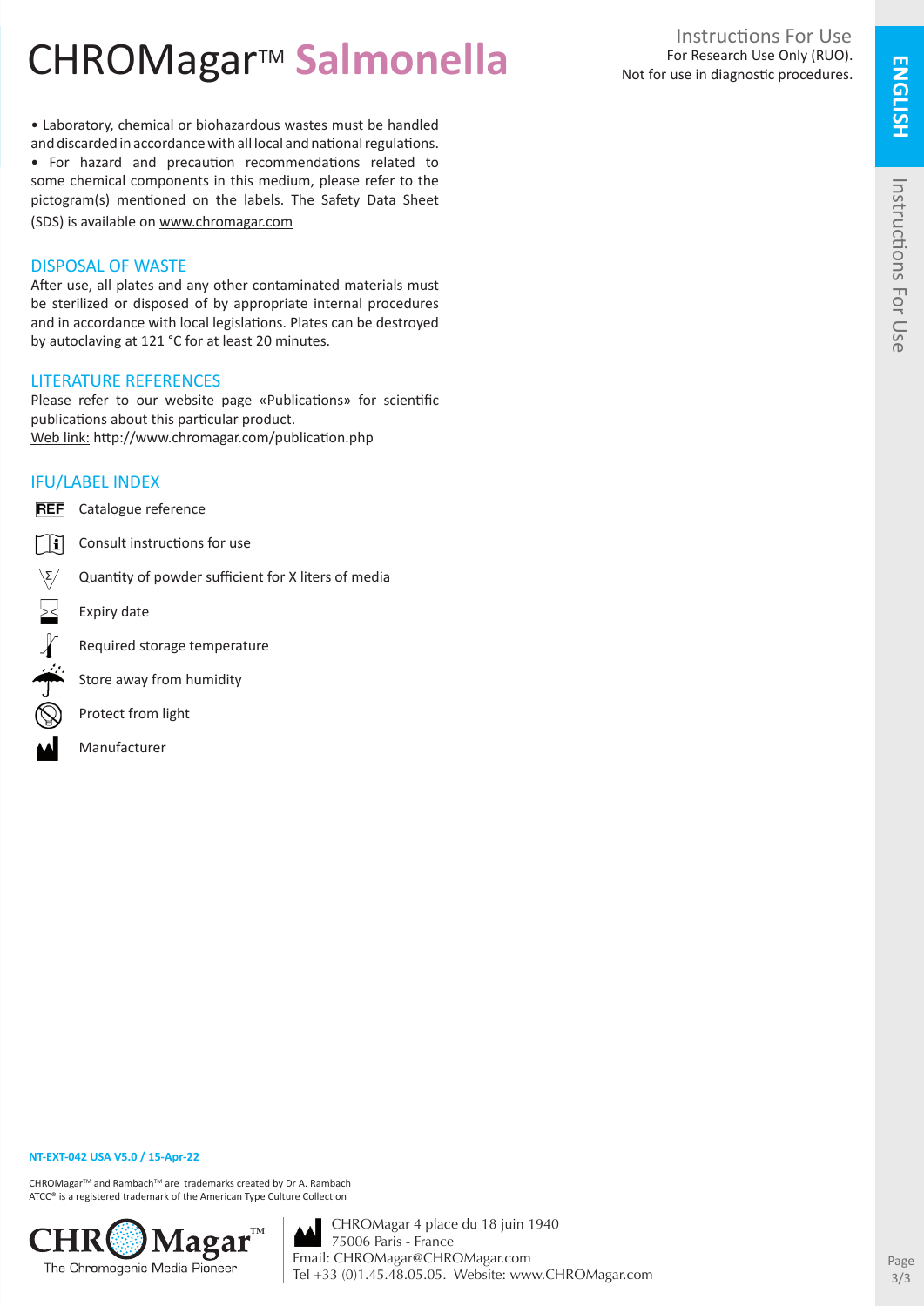# CHROMagar™ Salmonella

Instructions For Use
For Research Use Only (RUO).
Not for use in diagnostic procedures.

- Laboratory, chemical or biohazardous wastes must be handled and discarded in accordance with all local and national regulations.
- For hazard and precaution recommendations related to some chemical components in this medium, please refer to the pictogram(s) mentioned on the labels. The Safety Data Sheet (SDS) is available on www.chromagar.com

## DISPOSAL OF WASTE

After use, all plates and any other contaminated materials must be sterilized or disposed of by appropriate internal procedures and in accordance with local legislations. Plates can be destroyed by autoclaving at 121 °C for at least 20 minutes.

## LITERATURE REFERENCES

Please refer to our website page «Publications» for scientific publications about this particular product.
Web link: http://www.chromagar.com/publication.php

## IFU/LABEL INDEX

| | |
|---|---|
| REF | Catalogue reference |
| | Consult instructions for use |
| | Quantity of powder sufficient for X liters of media |
| | Expiry date |
| | Required storage temperature |
| | Store away from humidity |
| | Protect from light |
| | Manufacturer |

**NT-EXT-042 USA V5.0 / 15-Apr-22**

CHROMagar™ and Rambach™ are trademarks created by Dr A. Rambach
ATCC® is a registered trademark of the American Type Culture Collection

CHROMagar™ The Chromogenic Media Pioneer

CHROMagar 4 place du 18 juin 1940
75006 Paris - France
Email: CHROMagar@CHROMagar.com
Tel +33 (0)1.45.48.05.05. Website: www.CHROMagar.com